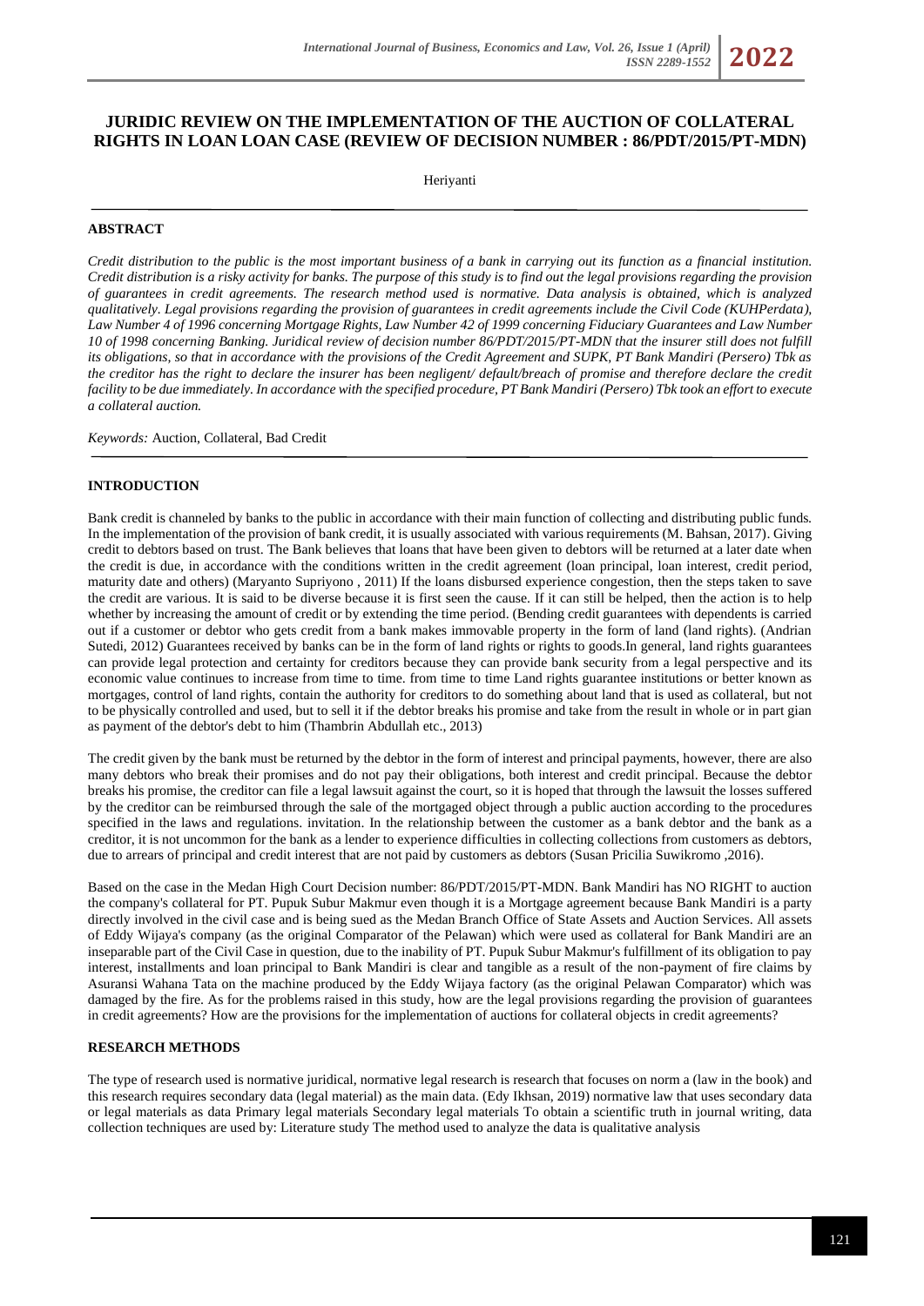# JURIDIC REVIEW ON THE IMPLEMENTATION OF THE AUCTION OF COLLATERAL RIGHTS IN LOAN LOAN CASE (REVIEW OF DECISION NUMBER : 86/PDT/2015/PT-MDN)

Heriyanti

## ABSTRACT

*Credit distribution to the public is the most important business of a bank in carrying out its function as a financial institution. Credit distribution is a risky activity for banks. The purpose of this study is to find out the legal provisions regarding the provision of guarantees in credit agreements. The research method used is normative. Data analysis is obtained, which is analyzed qualitatively. Legal provisions regarding the provision of guarantees in credit agreements include the Civil Code (KUHPerdata), Law Number 4 of 1996 concerning Mortgage Rights, Law Number 42 of 1999 concerning Fiduciary Guarantees and Law Number 10 of 1998 concerning Banking. Juridical review of decision number 86/PDT/2015/PT-MDN that the insurer still does not fulfill its obligations, so that in accordance with the provisions of the Credit Agreement and SUPK, PT Bank Mandiri (Persero) Tbk as the creditor has the right to declare the insurer has been negligent/ default/breach of promise and therefore declare the credit facility to be due immediately. In accordance with the specified procedure, PT Bank Mandiri (Persero) Tbk took an effort to execute a collateral auction.*

*Keywords:* Auction, Collateral, Bad Credit

## INTRODUCTION

Bank credit is channeled by banks to the public in accordance with their main function of collecting and distributing public funds. In the implementation of the provision of bank credit, it is usually associated with various requirements (M. Bahsan, 2017). Giving credit to debtors based on trust. The Bank believes that loans that have been given to debtors will be returned at a later date when the credit is due, in accordance with the conditions written in the credit agreement (loan principal, loan interest, credit period, maturity date and others) (Maryanto Supriyono , 2011) If the loans disbursed experience congestion, then the steps taken to save the credit are various. It is said to be diverse because it is first seen the cause. If it can still be helped, then the action is to help whether by increasing the amount of credit or by extending the time period. (Bending credit guarantees with dependents is carried out if a customer or debtor who gets credit from a bank makes immovable property in the form of land (land rights). (Andrian Sutedi, 2012) Guarantees received by banks can be in the form of land rights or rights to goods.In general, land rights guarantees can provide legal protection and certainty for creditors because they can provide bank security from a legal perspective and its economic value continues to increase from time to time. from time to time Land rights guarantee institutions or better known as mortgages, control of land rights, contain the authority for creditors to do something about land that is used as collateral, but not to be physically controlled and used, but to sell it if the debtor breaks his promise and take from the result in whole or in part gian as payment of the debtor's debt to him (Thambrin Abdullah etc., 2013)

The credit given by the bank must be returned by the debtor in the form of interest and principal payments, however, there are also many debtors who break their promises and do not pay their obligations, both interest and credit principal. Because the debtor breaks his promise, the creditor can file a legal lawsuit against the court, so it is hoped that through the lawsuit the losses suffered by the creditor can be reimbursed through the sale of the mortgaged object through a public auction according to the procedures specified in the laws and regulations. invitation. In the relationship between the customer as a bank debtor and the bank as a creditor, it is not uncommon for the bank as a lender to experience difficulties in collecting collections from customers as debtors, due to arrears of principal and credit interest that are not paid by customers as debtors (Susan Pricilia Suwikromo ,2016).

Based on the case in the Medan High Court Decision number: 86/PDT/2015/PT-MDN. Bank Mandiri has NO RIGHT to auction the company's collateral for PT. Pupuk Subur Makmur even though it is a Mortgage agreement because Bank Mandiri is a party directly involved in the civil case and is being sued as the Medan Branch Office of State Assets and Auction Services. All assets of Eddy Wijaya's company (as the original Comparator of the Pelawan) which were used as collateral for Bank Mandiri are an inseparable part of the Civil Case in question, due to the inability of PT. Pupuk Subur Makmur's fulfillment of its obligation to pay interest, installments and loan principal to Bank Mandiri is clear and tangible as a result of the non-payment of fire claims by Asuransi Wahana Tata on the machine produced by the Eddy Wijaya factory (as the original Pelawan Comparator) which was damaged by the fire. As for the problems raised in this study, how are the legal provisions regarding the provision of guarantees in credit agreements? How are the provisions for the implementation of auctions for collateral objects in credit agreements?

## RESEARCH METHODS

The type of research used is normative juridical, normative legal research is research that focuses on norm a (law in the book) and this research requires secondary data (legal material) as the main data. (Edy Ikhsan, 2019) normative law that uses secondary data or legal materials as data Primary legal materials Secondary legal materials To obtain a scientific truth in journal writing, data collection techniques are used by: Literature study The method used to analyze the data is qualitative analysis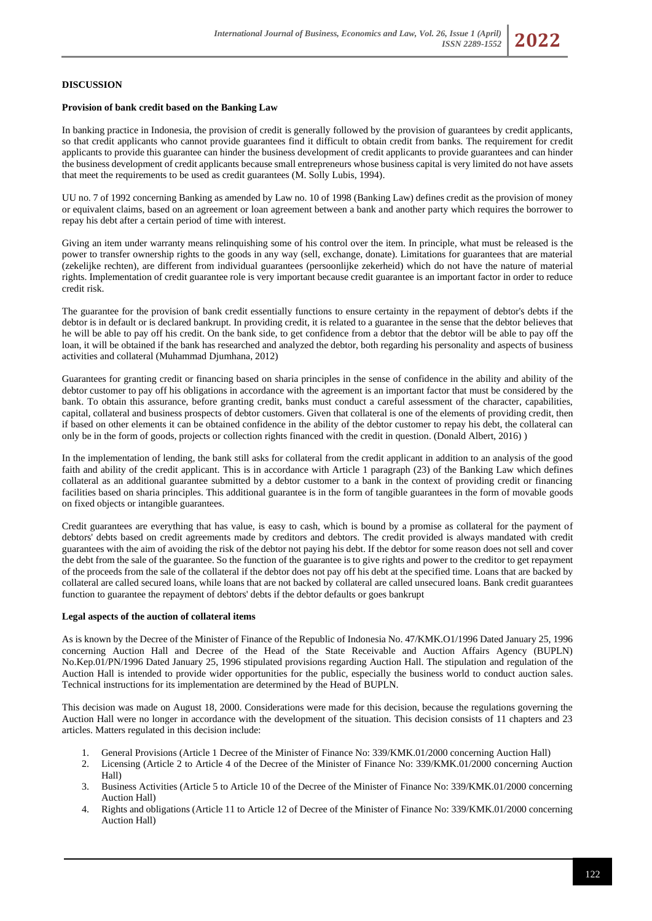**DISCUSSION**

**Provision of bank credit based on the Banking Law**

In banking practice in Indonesia, the provision of credit is generally followed by the provision of guarantees by credit applicants, so that credit applicants who cannot provide guarantees find it difficult to obtain credit from banks. The requirement for credit applicants to provide this guarantee can hinder the business development of credit applicants to provide guarantees and can hinder the business development of credit applicants because small entrepreneurs whose business capital is very limited do not have assets that meet the requirements to be used as credit guarantees (M. Solly Lubis, 1994).

UU no. 7 of 1992 concerning Banking as amended by Law no. 10 of 1998 (Banking Law) defines credit as the provision of money or equivalent claims, based on an agreement or loan agreement between a bank and another party which requires the borrower to repay his debt after a certain period of time with interest.

Giving an item under warranty means relinquishing some of his control over the item. In principle, what must be released is the power to transfer ownership rights to the goods in any way (sell, exchange, donate). Limitations for guarantees that are material (zekelijke rechten), are different from individual guarantees (persoonlijke zekerheid) which do not have the nature of material rights. Implementation of credit guarantee role is very important because credit guarantee is an important factor in order to reduce credit risk.

The guarantee for the provision of bank credit essentially functions to ensure certainty in the repayment of debtor's debts if the debtor is in default or is declared bankrupt. In providing credit, it is related to a guarantee in the sense that the debtor believes that he will be able to pay off his credit. On the bank side, to get confidence from a debtor that the debtor will be able to pay off the loan, it will be obtained if the bank has researched and analyzed the debtor, both regarding his personality and aspects of business activities and collateral (Muhammad Djumhana, 2012)

Guarantees for granting credit or financing based on sharia principles in the sense of confidence in the ability and ability of the debtor customer to pay off his obligations in accordance with the agreement is an important factor that must be considered by the bank. To obtain this assurance, before granting credit, banks must conduct a careful assessment of the character, capabilities, capital, collateral and business prospects of debtor customers. Given that collateral is one of the elements of providing credit, then if based on other elements it can be obtained confidence in the ability of the debtor customer to repay his debt, the collateral can only be in the form of goods, projects or collection rights financed with the credit in question. (Donald Albert, 2016) )

In the implementation of lending, the bank still asks for collateral from the credit applicant in addition to an analysis of the good faith and ability of the credit applicant. This is in accordance with Article 1 paragraph (23) of the Banking Law which defines collateral as an additional guarantee submitted by a debtor customer to a bank in the context of providing credit or financing facilities based on sharia principles. This additional guarantee is in the form of tangible guarantees in the form of movable goods on fixed objects or intangible guarantees.

Credit guarantees are everything that has value, is easy to cash, which is bound by a promise as collateral for the payment of debtors' debts based on credit agreements made by creditors and debtors. The credit provided is always mandated with credit guarantees with the aim of avoiding the risk of the debtor not paying his debt. If the debtor for some reason does not sell and cover the debt from the sale of the guarantee. So the function of the guarantee is to give rights and power to the creditor to get repayment of the proceeds from the sale of the collateral if the debtor does not pay off his debt at the specified time. Loans that are backed by collateral are called secured loans, while loans that are not backed by collateral are called unsecured loans. Bank credit guarantees function to guarantee the repayment of debtors' debts if the debtor defaults or goes bankrupt

**Legal aspects of the auction of collateral items**

As is known by the Decree of the Minister of Finance of the Republic of Indonesia No. 47/KMK.O1/1996 Dated January 25, 1996 concerning Auction Hall and Decree of the Head of the State Receivable and Auction Affairs Agency (BUPLN) No.Kep.01/PN/1996 Dated January 25, 1996 stipulated provisions regarding Auction Hall. The stipulation and regulation of the Auction Hall is intended to provide wider opportunities for the public, especially the business world to conduct auction sales. Technical instructions for its implementation are determined by the Head of BUPLN.

This decision was made on August 18, 2000. Considerations were made for this decision, because the regulations governing the Auction Hall were no longer in accordance with the development of the situation. This decision consists of 11 chapters and 23 articles. Matters regulated in this decision include:

1. General Provisions (Article 1 Decree of the Minister of Finance No: 339/KMK.01/2000 concerning Auction Hall)
2. Licensing (Article 2 to Article 4 of the Decree of the Minister of Finance No: 339/KMK.01/2000 concerning Auction Hall)
3. Business Activities (Article 5 to Article 10 of the Decree of the Minister of Finance No: 339/KMK.01/2000 concerning Auction Hall)
4. Rights and obligations (Article 11 to Article 12 of Decree of the Minister of Finance No: 339/KMK.01/2000 concerning Auction Hall)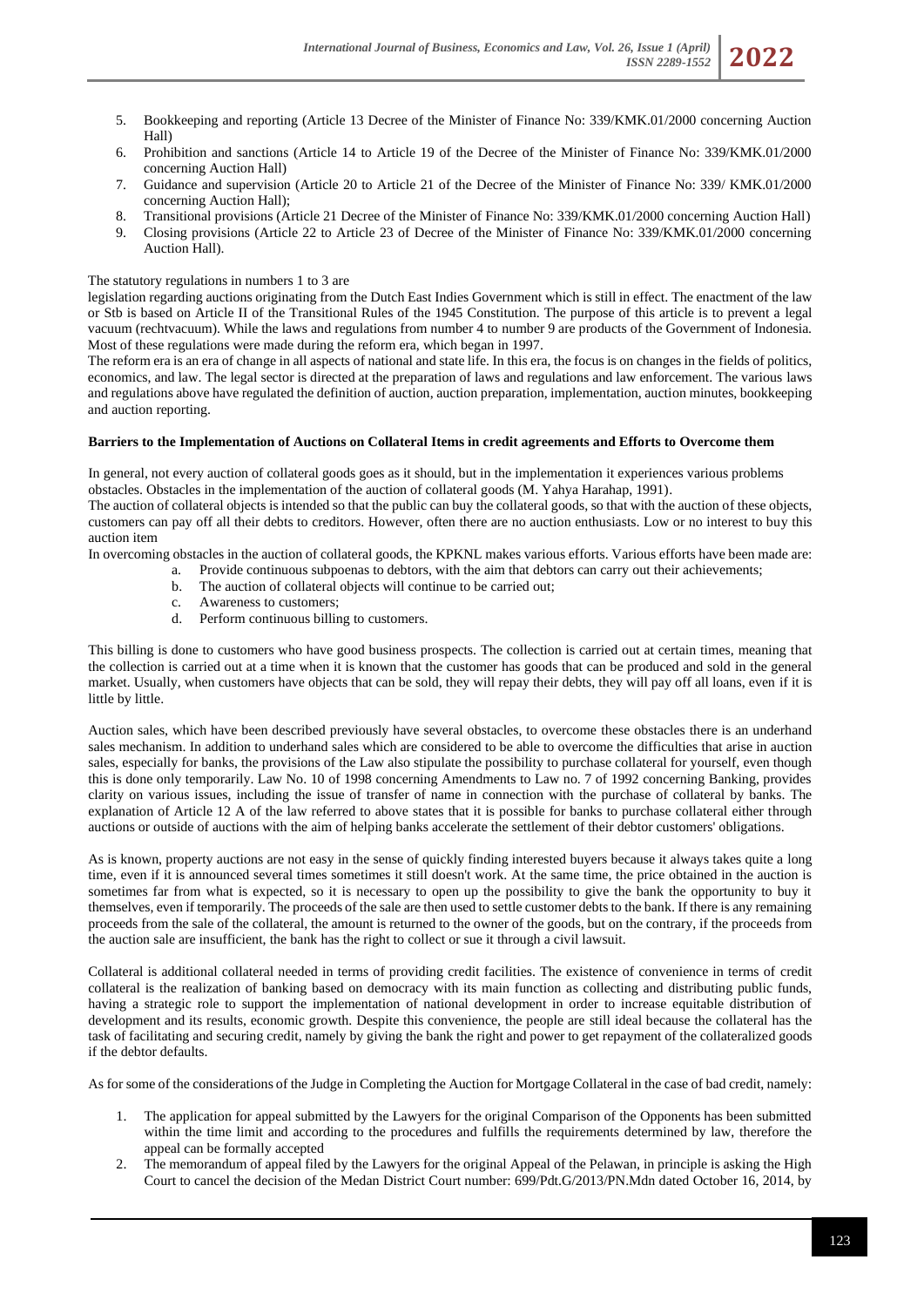5. Bookkeeping and reporting (Article 13 Decree of the Minister of Finance No: 339/KMK.01/2000 concerning Auction Hall)
6. Prohibition and sanctions (Article 14 to Article 19 of the Decree of the Minister of Finance No: 339/KMK.01/2000 concerning Auction Hall)
7. Guidance and supervision (Article 20 to Article 21 of the Decree of the Minister of Finance No: 339/ KMK.01/2000 concerning Auction Hall);
8. Transitional provisions (Article 21 Decree of the Minister of Finance No: 339/KMK.01/2000 concerning Auction Hall)
9. Closing provisions (Article 22 to Article 23 of Decree of the Minister of Finance No: 339/KMK.01/2000 concerning Auction Hall).

The statutory regulations in numbers 1 to 3 are
legislation regarding auctions originating from the Dutch East Indies Government which is still in effect. The enactment of the law or Stb is based on Article II of the Transitional Rules of the 1945 Constitution. The purpose of this article is to prevent a legal vacuum (rechtvacuum). While the laws and regulations from number 4 to number 9 are products of the Government of Indonesia. Most of these regulations were made during the reform era, which began in 1997.
The reform era is an era of change in all aspects of national and state life. In this era, the focus is on changes in the fields of politics, economics, and law. The legal sector is directed at the preparation of laws and regulations and law enforcement. The various laws and regulations above have regulated the definition of auction, auction preparation, implementation, auction minutes, bookkeeping and auction reporting.

**Barriers to the Implementation of Auctions on Collateral Items in credit agreements and Efforts to Overcome them**

In general, not every auction of collateral goods goes as it should, but in the implementation it experiences various problems obstacles. Obstacles in the implementation of the auction of collateral goods (M. Yahya Harahap, 1991).
The auction of collateral objects is intended so that the public can buy the collateral goods, so that with the auction of these objects, customers can pay off all their debts to creditors. However, often there are no auction enthusiasts. Low or no interest to buy this auction item
In overcoming obstacles in the auction of collateral goods, the KPKNL makes various efforts. Various efforts have been made are:

a. Provide continuous subpoenas to debtors, with the aim that debtors can carry out their achievements;
b. The auction of collateral objects will continue to be carried out;
c. Awareness to customers;
d. Perform continuous billing to customers.

This billing is done to customers who have good business prospects. The collection is carried out at certain times, meaning that the collection is carried out at a time when it is known that the customer has goods that can be produced and sold in the general market. Usually, when customers have objects that can be sold, they will repay their debts, they will pay off all loans, even if it is little by little.

Auction sales, which have been described previously have several obstacles, to overcome these obstacles there is an underhand sales mechanism. In addition to underhand sales which are considered to be able to overcome the difficulties that arise in auction sales, especially for banks, the provisions of the Law also stipulate the possibility to purchase collateral for yourself, even though this is done only temporarily. Law No. 10 of 1998 concerning Amendments to Law no. 7 of 1992 concerning Banking, provides clarity on various issues, including the issue of transfer of name in connection with the purchase of collateral by banks. The explanation of Article 12 A of the law referred to above states that it is possible for banks to purchase collateral either through auctions or outside of auctions with the aim of helping banks accelerate the settlement of their debtor customers' obligations.

As is known, property auctions are not easy in the sense of quickly finding interested buyers because it always takes quite a long time, even if it is announced several times sometimes it still doesn't work. At the same time, the price obtained in the auction is sometimes far from what is expected, so it is necessary to open up the possibility to give the bank the opportunity to buy it themselves, even if temporarily. The proceeds of the sale are then used to settle customer debts to the bank. If there is any remaining proceeds from the sale of the collateral, the amount is returned to the owner of the goods, but on the contrary, if the proceeds from the auction sale are insufficient, the bank has the right to collect or sue it through a civil lawsuit.

Collateral is additional collateral needed in terms of providing credit facilities. The existence of convenience in terms of credit collateral is the realization of banking based on democracy with its main function as collecting and distributing public funds, having a strategic role to support the implementation of national development in order to increase equitable distribution of development and its results, economic growth. Despite this convenience, the people are still ideal because the collateral has the task of facilitating and securing credit, namely by giving the bank the right and power to get repayment of the collateralized goods if the debtor defaults.

As for some of the considerations of the Judge in Completing the Auction for Mortgage Collateral in the case of bad credit, namely:

1. The application for appeal submitted by the Lawyers for the original Comparison of the Opponents has been submitted within the time limit and according to the procedures and fulfills the requirements determined by law, therefore the appeal can be formally accepted
2. The memorandum of appeal filed by the Lawyers for the original Appeal of the Pelawan, in principle is asking the High Court to cancel the decision of the Medan District Court number: 699/Pdt.G/2013/PN.Mdn dated October 16, 2014, by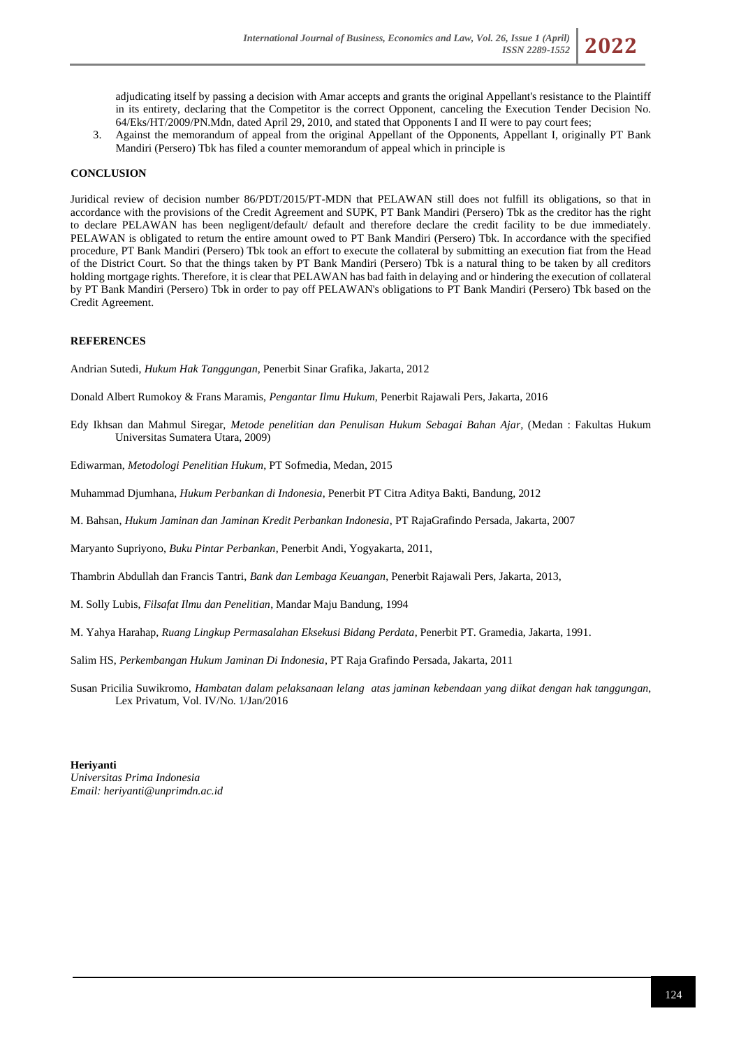adjudicating itself by passing a decision with Amar accepts and grants the original Appellant's resistance to the Plaintiff in its entirety, declaring that the Competitor is the correct Opponent, canceling the Execution Tender Decision No. 64/Eks/HT/2009/PN.Mdn, dated April 29, 2010, and stated that Opponents I and II were to pay court fees;

3. Against the memorandum of appeal from the original Appellant of the Opponents, Appellant I, originally PT Bank Mandiri (Persero) Tbk has filed a counter memorandum of appeal which in principle is

## CONCLUSION

Juridical review of decision number 86/PDT/2015/PT-MDN that PELAWAN still does not fulfill its obligations, so that in accordance with the provisions of the Credit Agreement and SUPK, PT Bank Mandiri (Persero) Tbk as the creditor has the right to declare PELAWAN has been negligent/default/ default and therefore declare the credit facility to be due immediately. PELAWAN is obligated to return the entire amount owed to PT Bank Mandiri (Persero) Tbk. In accordance with the specified procedure, PT Bank Mandiri (Persero) Tbk took an effort to execute the collateral by submitting an execution fiat from the Head of the District Court. So that the things taken by PT Bank Mandiri (Persero) Tbk is a natural thing to be taken by all creditors holding mortgage rights. Therefore, it is clear that PELAWAN has bad faith in delaying and or hindering the execution of collateral by PT Bank Mandiri (Persero) Tbk in order to pay off PELAWAN's obligations to PT Bank Mandiri (Persero) Tbk based on the Credit Agreement.

## REFERENCES

Andrian Sutedi, *Hukum Hak Tanggungan*, Penerbit Sinar Grafika, Jakarta, 2012

Donald Albert Rumokoy & Frans Maramis, *Pengantar Ilmu Hukum*, Penerbit Rajawali Pers, Jakarta, 2016

Edy Ikhsan dan Mahmul Siregar, *Metode penelitian dan Penulisan Hukum Sebagai Bahan Ajar*, (Medan : Fakultas Hukum Universitas Sumatera Utara, 2009)

Ediwarman, *Metodologi Penelitian Hukum*, PT Sofmedia, Medan, 2015

Muhammad Djumhana, *Hukum Perbankan di Indonesia*, Penerbit PT Citra Aditya Bakti, Bandung, 2012

M. Bahsan, *Hukum Jaminan dan Jaminan Kredit Perbankan Indonesia*, PT RajaGrafindo Persada, Jakarta, 2007

Maryanto Supriyono, *Buku Pintar Perbankan*, Penerbit Andi, Yogyakarta, 2011,

Thambrin Abdullah dan Francis Tantri, *Bank dan Lembaga Keuangan*, Penerbit Rajawali Pers, Jakarta, 2013,

M. Solly Lubis, *Filsafat Ilmu dan Penelitian*, Mandar Maju Bandung, 1994

M. Yahya Harahap, *Ruang Lingkup Permasalahan Eksekusi Bidang Perdata*, Penerbit PT. Gramedia, Jakarta, 1991.

Salim HS, *Perkembangan Hukum Jaminan Di Indonesia*, PT Raja Grafindo Persada, Jakarta, 2011

Susan Pricilia Suwikromo, *Hambatan dalam pelaksanaan lelang atas jaminan kebendaan yang diikat dengan hak tanggungan*, Lex Privatum, Vol. IV/No. 1/Jan/2016

**Heriyanti**
*Universitas Prima Indonesia*
*Email: heriyanti@unprimdn.ac.id*